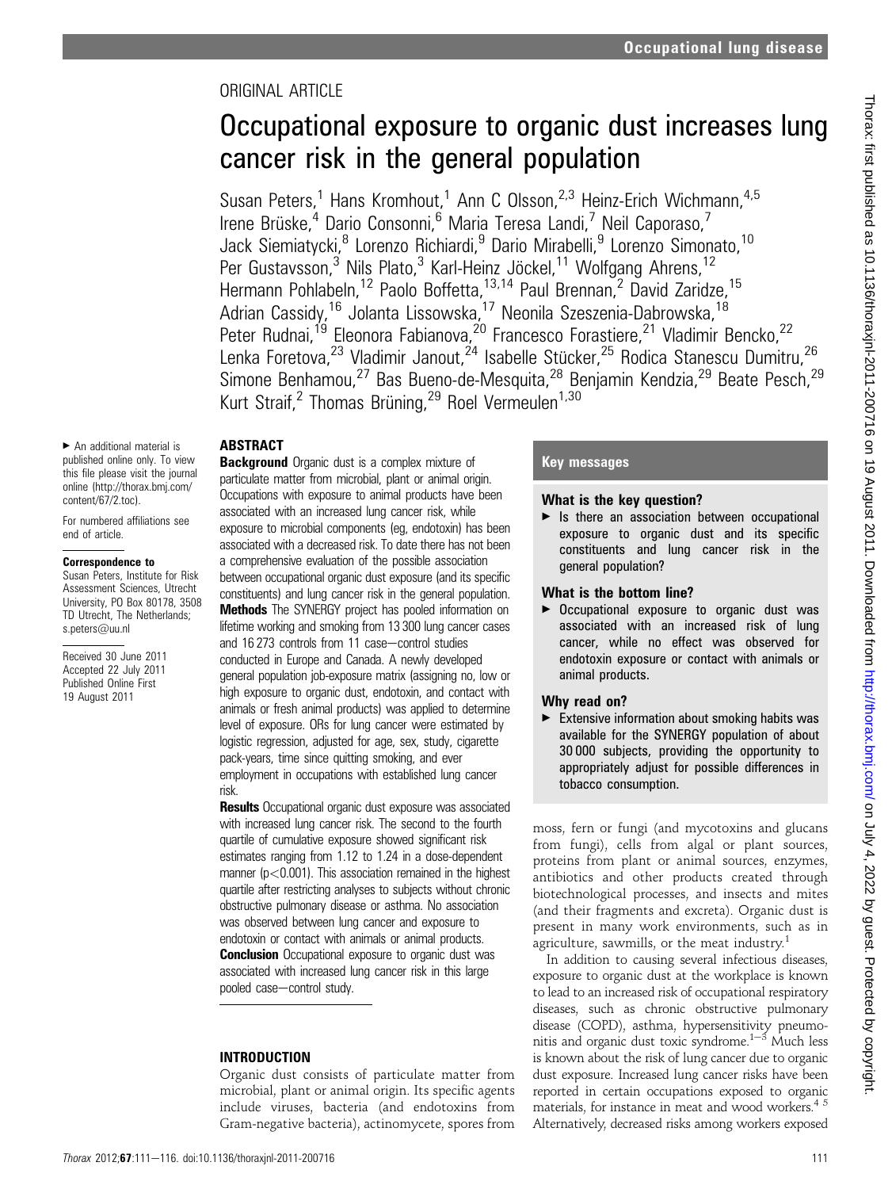ORIGINAL ARTICLE

# Occupational exposure to organic dust increases lung cancer risk in the general population

Susan Peters,[1] Hans Kromhout,[1] Ann C Olsson,[2,3] Heinz-Erich Wichmann,[4,5] Irene Brüske,[4] Dario Consonni,[6] Maria Teresa Landi,[7] Neil Caporaso,[7] Jack Siemiatycki,[8] Lorenzo Richiardi,[9] Dario Mirabelli,[9] Lorenzo Simonato,[10] Per Gustavsson,[3] Nils Plato,[3] Karl-Heinz Jöckel,[11] Wolfgang Ahrens,[12] Hermann Pohlabeln,[12] Paolo Boffetta,[13,14] Paul Brennan,[2] David Zaridze,[15] Adrian Cassidy,[16] Jolanta Lissowska,[17] Neonila Szeszenia-Dabrowska,[18] Peter Rudnai,[19] Eleonora Fabianova,[20] Francesco Forastiere,[21] Vladimir Bencko,[22] Lenka Foretova,[23] Vladimir Janout,[24] Isabelle Stücker,[25] Rodica Stanescu Dumitru,[26] Simone Benhamou,[27] Bas Bueno-de-Mesquita,[28] Benjamin Kendzia,[29] Beate Pesch,[29] Kurt Straif,[2] Thomas Brüning,[29] Roel Vermeulen[1,30]

► An additional material is published online only. To view this file please visit the journal online (http://thorax.bmj.com/content/67/2.toc).

For numbered affiliations see end of article.

**Correspondence to**
Susan Peters, Institute for Risk Assessment Sciences, Utrecht University, PO Box 80178, 3508 TD Utrecht, The Netherlands; s.peters@uu.nl

Received 30 June 2011
Accepted 22 July 2011
Published Online First 19 August 2011

## ABSTRACT

**Background** Organic dust is a complex mixture of particulate matter from microbial, plant or animal origin. Occupations with exposure to animal products have been associated with an increased lung cancer risk, while exposure to microbial components (eg, endotoxin) has been associated with a decreased risk. To date there has not been a comprehensive evaluation of the possible association between occupational organic dust exposure (and its specific constituents) and lung cancer risk in the general population.

**Methods** The SYNERGY project has pooled information on lifetime working and smoking from 13 300 lung cancer cases and 16 273 controls from 11 case–control studies conducted in Europe and Canada. A newly developed general population job-exposure matrix (assigning no, low or high exposure to organic dust, endotoxin, and contact with animals or fresh animal products) was applied to determine level of exposure. ORs for lung cancer were estimated by logistic regression, adjusted for age, sex, study, cigarette pack-years, time since quitting smoking, and ever employment in occupations with established lung cancer risk.

**Results** Occupational organic dust exposure was associated with increased lung cancer risk. The second to the fourth quartile of cumulative exposure showed significant risk estimates ranging from 1.12 to 1.24 in a dose-dependent manner ($p<0.001$). This association remained in the highest quartile after restricting analyses to subjects without chronic obstructive pulmonary disease or asthma. No association was observed between lung cancer and exposure to endotoxin or contact with animals or animal products.

**Conclusion** Occupational exposure to organic dust was associated with increased lung cancer risk in this large pooled case–control study.

### Key messages

#### What is the key question?

► Is there an association between occupational exposure to organic dust and its specific constituents and lung cancer risk in the general population?

#### What is the bottom line?

► Occupational exposure to organic dust was associated with an increased risk of lung cancer, while no effect was observed for endotoxin exposure or contact with animals or animal products.

#### Why read on?

► Extensive information about smoking habits was available for the SYNERGY population of about 30 000 subjects, providing the opportunity to appropriately adjust for possible differences in tobacco consumption.

## INTRODUCTION

Organic dust consists of particulate matter from microbial, plant or animal origin. Its specific agents include viruses, bacteria (and endotoxins from Gram-negative bacteria), actinomycete, spores from moss, fern or fungi (and mycotoxins and glucans from fungi), cells from algal or plant sources, proteins from plant or animal sources, enzymes, antibiotics and other products created through biotechnological processes, and insects and mites (and their fragments and excreta). Organic dust is present in many work environments, such as in agriculture, sawmills, or the meat industry.[1]

In addition to causing several infectious diseases, exposure to organic dust at the workplace is known to lead to an increased risk of occupational respiratory diseases, such as chronic obstructive pulmonary disease (COPD), asthma, hypersensitivity pneumonitis and organic dust toxic syndrome.[1–3] Much less is known about the risk of lung cancer due to organic dust exposure. Increased lung cancer risks have been reported in certain occupations exposed to organic materials, for instance in meat and wood workers.[4 5] Alternatively, decreased risks among workers exposed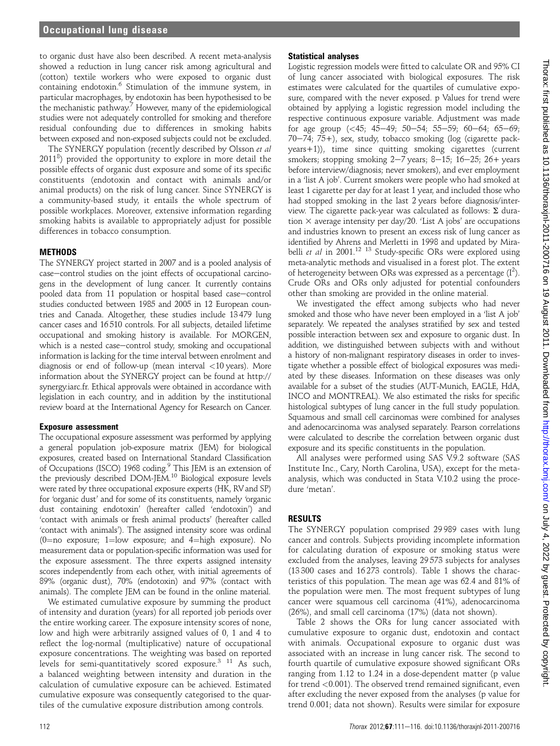to organic dust have also been described. A recent meta-analysis showed a reduction in lung cancer risk among agricultural and (cotton) textile workers who were exposed to organic dust containing endotoxin.[6] Stimulation of the immune system, in particular macrophages, by endotoxin has been hypothesised to be the mechanistic pathway.[7] However, many of the epidemiological studies were not adequately controlled for smoking and therefore residual confounding due to differences in smoking habits between exposed and non-exposed subjects could not be excluded.

The SYNERGY population (recently described by Olsson *et al* 2011[8]) provided the opportunity to explore in more detail the possible effects of organic dust exposure and some of its specific constituents (endotoxin and contact with animals and/or animal products) on the risk of lung cancer. Since SYNERGY is a community-based study, it entails the whole spectrum of possible workplaces. Moreover, extensive information regarding smoking habits is available to appropriately adjust for possible differences in tobacco consumption.

## METHODS

The SYNERGY project started in 2007 and is a pooled analysis of case–control studies on the joint effects of occupational carcinogens in the development of lung cancer. It currently contains pooled data from 11 population or hospital based case–control studies conducted between 1985 and 2005 in 12 European countries and Canada. Altogether, these studies include 13 479 lung cancer cases and 16 510 controls. For all subjects, detailed lifetime occupational and smoking history is available. For MORGEN, which is a nested case–control study, smoking and occupational information is lacking for the time interval between enrolment and diagnosis or end of follow-up (mean interval <10 years). More information about the SYNERGY project can be found at http://synergy.iarc.fr. Ethical approvals were obtained in accordance with legislation in each country, and in addition by the institutional review board at the International Agency for Research on Cancer.

### Exposure assessment

The occupational exposure assessment was performed by applying a general population job-exposure matrix (JEM) for biological exposures, created based on International Standard Classification of Occupations (ISCO) 1968 coding.[9] This JEM is an extension of the previously described DOM-JEM.[10] Biological exposure levels were rated by three occupational exposure experts (HK, RV and SP) for 'organic dust' and for some of its constituents, namely 'organic dust containing endotoxin' (hereafter called 'endotoxin') and 'contact with animals or fresh animal products' (hereafter called 'contact with animals'). The assigned intensity score was ordinal (0=no exposure; 1=low exposure; and 4=high exposure). No measurement data or population-specific information was used for the exposure assessment. The three experts assigned intensity scores independently from each other, with initial agreements of 89% (organic dust), 70% (endotoxin) and 97% (contact with animals). The complete JEM can be found in the online material.

We estimated cumulative exposure by summing the product of intensity and duration (years) for all reported job periods over the entire working career. The exposure intensity scores of none, low and high were arbitrarily assigned values of 0, 1 and 4 to reflect the log-normal (multiplicative) nature of occupational exposure concentrations. The weighting was based on reported levels for semi-quantitatively scored exposure.[3 11] As such, a balanced weighting between intensity and duration in the calculation of cumulative exposure can be achieved. Estimated cumulative exposure was consequently categorised to the quartiles of the cumulative exposure distribution among controls.

### Statistical analyses

Logistic regression models were fitted to calculate OR and 95% CI of lung cancer associated with biological exposures. The risk estimates were calculated for the quartiles of cumulative exposure, compared with the never exposed. p Values for trend were obtained by applying a logistic regression model including the respective continuous exposure variable. Adjustment was made for age group (<45; 45–49; 50–54; 55–59; 60–64; 65–69; 70–74; 75+), sex, study, tobacco smoking (log (cigarette pack-years+1)), time since quitting smoking cigarettes (current smokers; stopping smoking 2–7 years; 8–15; 16–25; 26+ years before interview/diagnosis; never smokers), and ever employment in a 'list A job'. Current smokers were people who had smoked at least 1 cigarette per day for at least 1 year, and included those who had stopped smoking in the last 2 years before diagnosis/interview. The cigarette pack-year was calculated as follows: Σ duration × average intensity per day/20. 'List A jobs' are occupations and industries known to present an excess risk of lung cancer as identified by Ahrens and Merletti in 1998 and updated by Mirabelli *et al* in 2001.[12 13] Study-specific ORs were explored using meta-analytic methods and visualised in a forest plot. The extent of heterogeneity between ORs was expressed as a percentage ($I^2$). Crude ORs and ORs only adjusted for potential confounders other than smoking are provided in the online material.

We investigated the effect among subjects who had never smoked and those who have never been employed in a 'list A job' separately. We repeated the analyses stratified by sex and tested possible interaction between sex and exposure to organic dust. In addition, we distinguished between subjects with and without a history of non-malignant respiratory diseases in order to investigate whether a possible effect of biological exposures was mediated by these diseases. Information on these diseases was only available for a subset of the studies (AUT-Munich, EAGLE, HdA, INCO and MONTREAL). We also estimated the risks for specific histological subtypes of lung cancer in the full study population. Squamous and small cell carcinomas were combined for analyses and adenocarcinoma was analysed separately. Pearson correlations were calculated to describe the correlation between organic dust exposure and its specific constituents in the population.

All analyses were performed using SAS V.9.2 software (SAS Institute Inc., Cary, North Carolina, USA), except for the meta-analysis, which was conducted in Stata V.10.2 using the procedure 'metan'.

## RESULTS

The SYNERGY population comprised 29 989 cases with lung cancer and controls. Subjects providing incomplete information for calculating duration of exposure or smoking status were excluded from the analyses, leaving 29 573 subjects for analyses (13 300 cases and 16 273 controls). Table 1 shows the characteristics of this population. The mean age was 62.4 and 81% of the population were men. The most frequent subtypes of lung cancer were squamous cell carcinoma (41%), adenocarcinoma (26%), and small cell carcinoma (17%) (data not shown).

Table 2 shows the ORs for lung cancer associated with cumulative exposure to organic dust, endotoxin and contact with animals. Occupational exposure to organic dust was associated with an increase in lung cancer risk. The second to fourth quartile of cumulative exposure showed significant ORs ranging from 1.12 to 1.24 in a dose-dependent matter (p value for trend <0.001). The observed trend remained significant, even after excluding the never exposed from the analyses (p value for trend 0.001; data not shown). Results were similar for exposure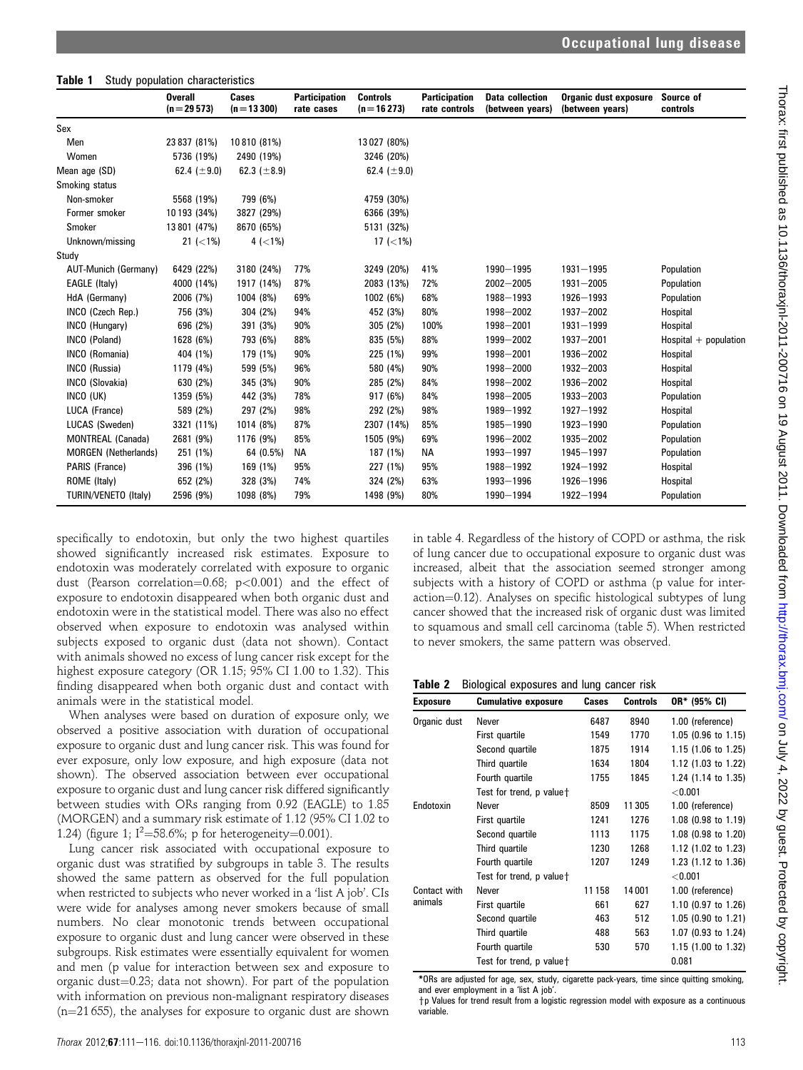**Table 1** Study population characteristics

| | Overall (n=29 573) | Cases (n=13 300) | Participation rate cases | Controls (n=16 273) | Participation rate controls | Data collection (between years) | Organic dust exposure (between years) | Source of controls |
|---|---|---|---|---|---|---|---|---|
| Sex | | | | | | | | |
| Men | 23 837 (81%) | 10 810 (81%) | | 13 027 (80%) | | | | |
| Women | 5736 (19%) | 2490 (19%) | | 3246 (20%) | | | | |
| Mean age (SD) | 62.4 (±9.0) | 62.3 (±8.9) | | 62.4 (±9.0) | | | | |
| Smoking status | | | | | | | | |
| Non-smoker | 5568 (19%) | 799 (6%) | | 4759 (30%) | | | | |
| Former smoker | 10 193 (34%) | 3827 (29%) | | 6366 (39%) | | | | |
| Smoker | 13 801 (47%) | 8670 (65%) | | 5131 (32%) | | | | |
| Unknown/missing | 21 (<1%) | 4 (<1%) | | 17 (<1%) | | | | |
| Study | | | | | | | | |
| AUT-Munich (Germany) | 6429 (22%) | 3180 (24%) | 77% | 3249 (20%) | 41% | 1990–1995 | 1931–1995 | Population |
| EAGLE (Italy) | 4000 (14%) | 1917 (14%) | 87% | 2083 (13%) | 72% | 2002–2005 | 1931–2005 | Population |
| HdA (Germany) | 2006 (7%) | 1004 (8%) | 69% | 1002 (6%) | 68% | 1988–1993 | 1926–1993 | Population |
| INCO (Czech Rep.) | 756 (3%) | 304 (2%) | 94% | 452 (3%) | 80% | 1998–2002 | 1937–2002 | Hospital |
| INCO (Hungary) | 696 (2%) | 391 (3%) | 90% | 305 (2%) | 100% | 1998–2001 | 1931–1999 | Hospital |
| INCO (Poland) | 1628 (6%) | 793 (6%) | 88% | 835 (5%) | 88% | 1999–2002 | 1937–2001 | Hospital + population |
| INCO (Romania) | 404 (1%) | 179 (1%) | 90% | 225 (1%) | 99% | 1998–2001 | 1936–2002 | Hospital |
| INCO (Russia) | 1179 (4%) | 599 (5%) | 96% | 580 (4%) | 90% | 1998–2000 | 1932–2003 | Hospital |
| INCO (Slovakia) | 630 (2%) | 345 (3%) | 90% | 285 (2%) | 84% | 1998–2002 | 1936–2002 | Hospital |
| INCO (UK) | 1359 (5%) | 442 (3%) | 78% | 917 (6%) | 84% | 1998–2005 | 1933–2003 | Population |
| LUCA (France) | 589 (2%) | 297 (2%) | 98% | 292 (2%) | 98% | 1989–1992 | 1927–1992 | Hospital |
| LUCAS (Sweden) | 3321 (11%) | 1014 (8%) | 87% | 2307 (14%) | 85% | 1985–1990 | 1923–1990 | Population |
| MONTREAL (Canada) | 2681 (9%) | 1176 (9%) | 85% | 1505 (9%) | 69% | 1996–2002 | 1935–2002 | Population |
| MORGEN (Netherlands) | 251 (1%) | 64 (0.5%) | NA | 187 (1%) | NA | 1993–1997 | 1945–1997 | Population |
| PARIS (France) | 396 (1%) | 169 (1%) | 95% | 227 (1%) | 95% | 1988–1992 | 1924–1992 | Hospital |
| ROME (Italy) | 652 (2%) | 328 (3%) | 74% | 324 (2%) | 63% | 1993–1996 | 1926–1996 | Hospital |
| TURIN/VENETO (Italy) | 2596 (9%) | 1098 (8%) | 79% | 1498 (9%) | 80% | 1990–1994 | 1922–1994 | Population |

specifically to endotoxin, but only the two highest quartiles showed significantly increased risk estimates. Exposure to endotoxin was moderately correlated with exposure to organic dust (Pearson correlation=0.68; $p<0.001$) and the effect of exposure to endotoxin disappeared when both organic dust and endotoxin were in the statistical model. There was also no effect observed when exposure to endotoxin was analysed within subjects exposed to organic dust (data not shown). Contact with animals showed no excess of lung cancer risk except for the highest exposure category (OR 1.15; 95% CI 1.00 to 1.32). This finding disappeared when both organic dust and contact with animals were in the statistical model.

When analyses were based on duration of exposure only, we observed a positive association with duration of occupational exposure to organic dust and lung cancer risk. This was found for ever exposure, only low exposure, and high exposure (data not shown). The observed association between ever occupational exposure to organic dust and lung cancer risk differed significantly between studies with ORs ranging from 0.92 (EAGLE) to 1.85 (MORGEN) and a summary risk estimate of 1.12 (95% CI 1.02 to 1.24) (figure 1; $I^2$=58.6%; p for heterogeneity=0.001).

Lung cancer risk associated with occupational exposure to organic dust was stratified by subgroups in table 3. The results showed the same pattern as observed for the full population when restricted to subjects who never worked in a 'list A job'. CIs were wide for analyses among never smokers because of small numbers. No clear monotonic trends between occupational exposure to organic dust and lung cancer were observed in these subgroups. Risk estimates were essentially equivalent for women and men (p value for interaction between sex and exposure to organic dust=0.23; data not shown). For part of the population with information on previous non-malignant respiratory diseases (n=21 655), the analyses for exposure to organic dust are shown in table 4. Regardless of the history of COPD or asthma, the risk of lung cancer due to occupational exposure to organic dust was increased, albeit that the association seemed stronger among subjects with a history of COPD or asthma (p value for interaction=0.12). Analyses on specific histological subtypes of lung cancer showed that the increased risk of organic dust was limited to squamous and small cell carcinoma (table 5). When restricted to never smokers, the same pattern was observed.

**Table 2** Biological exposures and lung cancer risk

| Exposure | Cumulative exposure | Cases | Controls | OR* (95% CI) |
|---|---|---|---|---|
| Organic dust | Never | 6487 | 8940 | 1.00 (reference) |
| | First quartile | 1549 | 1770 | 1.05 (0.96 to 1.15) |
| | Second quartile | 1875 | 1914 | 1.15 (1.06 to 1.25) |
| | Third quartile | 1634 | 1804 | 1.12 (1.03 to 1.22) |
| | Fourth quartile | 1755 | 1845 | 1.24 (1.14 to 1.35) |
| | Test for trend, p value† | | | <0.001 |
| Endotoxin | Never | 8509 | 11 305 | 1.00 (reference) |
| | First quartile | 1241 | 1276 | 1.08 (0.98 to 1.19) |
| | Second quartile | 1113 | 1175 | 1.08 (0.98 to 1.20) |
| | Third quartile | 1230 | 1268 | 1.12 (1.02 to 1.23) |
| | Fourth quartile | 1207 | 1249 | 1.23 (1.12 to 1.36) |
| | Test for trend, p value† | | | <0.001 |
| Contact with animals | Never | 11 158 | 14 001 | 1.00 (reference) |
| | First quartile | 661 | 627 | 1.10 (0.97 to 1.26) |
| | Second quartile | 463 | 512 | 1.05 (0.90 to 1.21) |
| | Third quartile | 488 | 563 | 1.07 (0.93 to 1.24) |
| | Fourth quartile | 530 | 570 | 1.15 (1.00 to 1.32) |
| | Test for trend, p value† | | | 0.081 |

*ORs are adjusted for age, sex, study, cigarette pack-years, time since quitting smoking, and ever employment in a 'list A job'.
†p Values for trend result from a logistic regression model with exposure as a continuous variable.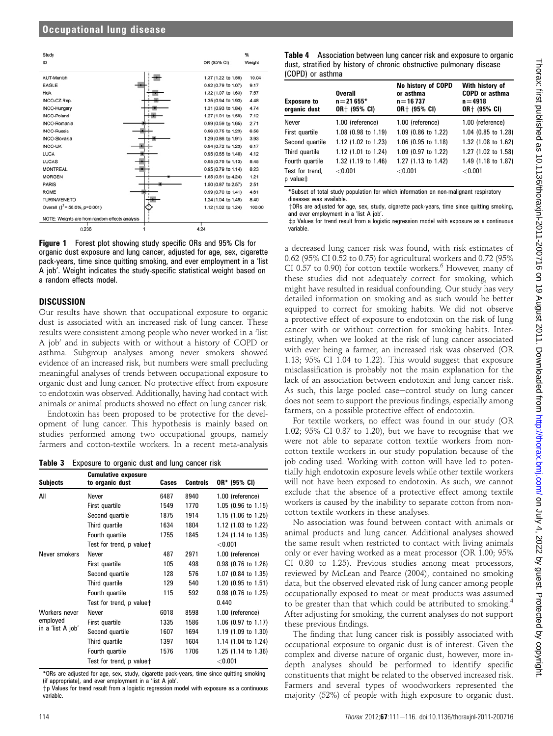| Study ID | OR (95% CI) | % Weight |
|---|---|---|
| AUT-Munich | 1.37 (1.22 to 1.55) | 10.04 |
| EAGLE | 0.92 (0.79 to 1.07) | 9.17 |
| HdA | 1.32 (1.07 to 1.63) | 7.57 |
| INCO-CZ Rep. | 1.35 (0.94 to 1.93) | 4.48 |
| INCO-Hungary | 1.31 (0.93 to 1.84) | 4.74 |
| INCO-Poland | 1.27 (1.01 to 1.59) | 7.12 |
| INCO-Romania | 0.99 (0.59 to 1.65) | 2.71 |
| INCO-Russia | 0.96 (0.75 to 1.23) | 6.56 |
| INCO-Slovakia | 1.29 (0.86 to 1.91) | 3.93 |
| INCO-UK | 0.94 (0.72 to 1.23) | 6.17 |
| LUCA | 0.95 (0.65 to 1.40) | 4.12 |
| LUCAS | 0.95 (0.79 to 1.13) | 8.45 |
| MONTREAL | 0.95 (0.79 to 1.14) | 8.23 |
| MORGEN | 1.85 (0.81 to 4.24) | 1.21 |
| PARIS | 1.50 (0.87 to 2.57) | 2.51 |
| ROME | 0.99 (0.70 to 1.41) | 4.51 |
| TURIN/VENETO | 1.24 (1.04 to 1.49) | 8.40 |
| Overall ($I^2$ = 56.6%, p=0.001) | 1.12 (1.02 to 1.24) | 100.00 |

NOTE: Weights are from random effects analysis

**Figure 1** Forest plot showing study specific ORs and 95% CIs for organic dust exposure and lung cancer, adjusted for age, sex, cigarette pack-years, time since quitting smoking, and ever employment in a 'list A job'. Weight indicates the study-specific statistical weight based on a random effects model.

## DISCUSSION

Our results have shown that occupational exposure to organic dust is associated with an increased risk of lung cancer. These results were consistent among people who never worked in a 'list A job' and in subjects with or without a history of COPD or asthma. Subgroup analyses among never smokers showed evidence of an increased risk, but numbers were small precluding meaningful analyses of trends between occupational exposure to organic dust and lung cancer. No protective effect from exposure to endotoxin was observed. Additionally, having had contact with animals or animal products showed no effect on lung cancer risk.

Endotoxin has been proposed to be protective for the development of lung cancer. This hypothesis is mainly based on studies performed among two occupational groups, namely farmers and cotton-textile workers. In a recent meta-analysis a decreased lung cancer risk was found, with risk estimates of 0.62 (95% CI 0.52 to 0.75) for agricultural workers and 0.72 (95% CI 0.57 to 0.90) for cotton textile workers.[6] However, many of these studies did not adequately correct for smoking, which might have resulted in residual confounding. Our study has very detailed information on smoking and as such would be better equipped to correct for smoking habits. We did not observe a protective effect of exposure to endotoxin on the risk of lung cancer with or without correction for smoking habits. Interestingly, when we looked at the risk of lung cancer associated with ever being a farmer, an increased risk was observed (OR 1.13; 95% CI 1.04 to 1.22). This would suggest that exposure misclassification is probably not the main explanation for the lack of an association between endotoxin and lung cancer risk. As such, this large pooled case–control study on lung cancer does not seem to support the previous findings, especially among farmers, on a possible protective effect of endotoxin.

For textile workers, no effect was found in our study (OR 1.02; 95% CI 0.87 to 1.20), but we have to recognise that we were not able to separate cotton textile workers from non-cotton textile workers in our study population because of the job coding used. Working with cotton will have led to potentially high endotoxin exposure levels while other textile workers will not have been exposed to endotoxin. As such, we cannot exclude that the absence of a protective effect among textile workers is caused by the inability to separate cotton from non-cotton textile workers in these analyses.

No association was found between contact with animals or animal products and lung cancer. Additional analyses showed the same result when restricted to contact with living animals only or ever having worked as a meat processor (OR 1.00; 95% CI 0.80 to 1.25). Previous studies among meat processors, reviewed by McLean and Pearce (2004), contained no smoking data, but the observed elevated risk of lung cancer among people occupationally exposed to meat or meat products was assumed to be greater than that which could be attributed to smoking.[4] After adjusting for smoking, the current analyses do not support these previous findings.

The finding that lung cancer risk is possibly associated with occupational exposure to organic dust is of interest. Given the complex and diverse nature of organic dust, however, more in-depth analyses should be performed to identify specific constituents that might be related to the observed increased risk. Farmers and several types of woodworkers represented the majority (52%) of people with high exposure to organic dust.

**Table 3** Exposure to organic dust and lung cancer risk

| Subjects | Cumulative exposure to organic dust | Cases | Controls | OR* (95% CI) |
|---|---|---|---|---|
| All | Never | 6487 | 8940 | 1.00 (reference) |
| | First quartile | 1549 | 1770 | 1.05 (0.96 to 1.15) |
| | Second quartile | 1875 | 1914 | 1.15 (1.06 to 1.25) |
| | Third quartile | 1634 | 1804 | 1.12 (1.03 to 1.22) |
| | Fourth quartile | 1755 | 1845 | 1.24 (1.14 to 1.35) |
| | Test for trend, p value† | | | <0.001 |
| Never smokers | Never | 487 | 2971 | 1.00 (reference) |
| | First quartile | 105 | 498 | 0.98 (0.76 to 1.26) |
| | Second quartile | 128 | 576 | 1.07 (0.84 to 1.35) |
| | Third quartile | 129 | 540 | 1.20 (0.95 to 1.51) |
| | Fourth quartile | 115 | 592 | 0.98 (0.76 to 1.25) |
| | Test for trend, p value† | | | 0.440 |
| Workers never employed in a 'list A job' | Never | 6018 | 8598 | 1.00 (reference) |
| | First quartile | 1335 | 1586 | 1.06 (0.97 to 1.17) |
| | Second quartile | 1607 | 1694 | 1.19 (1.09 to 1.30) |
| | Third quartile | 1397 | 1604 | 1.14 (1.04 to 1.24) |
| | Fourth quartile | 1576 | 1706 | 1.25 (1.14 to 1.36) |
| | Test for trend, p value† | | | <0.001 |

*ORs are adjusted for age, sex, study, cigarette pack-years, time since quitting smoking (if appropriate), and ever employment in a 'list A job'.
†p Values for trend result from a logistic regression model with exposure as a continuous variable.

**Table 4** Association between lung cancer risk and exposure to organic dust, stratified by history of chronic obstructive pulmonary disease (COPD) or asthma

| Exposure to organic dust | Overall n=21 655* OR† (95% CI) | No history of COPD or asthma n=16 737 OR† (95% CI) | With history of COPD or asthma n=4918 OR† (95% CI) |
|---|---|---|---|
| Never | 1.00 (reference) | 1.00 (reference) | 1.00 (reference) |
| First quartile | 1.08 (0.98 to 1.19) | 1.09 (0.86 to 1.22) | 1.04 (0.85 to 1.28) |
| Second quartile | 1.12 (1.02 to 1.23) | 1.06 (0.95 to 1.18) | 1.32 (1.08 to 1.62) |
| Third quartile | 1.12 (1.01 to 1.24) | 1.09 (0.97 to 1.22) | 1.27 (1.02 to 1.58) |
| Fourth quartile | 1.32 (1.19 to 1.46) | 1.27 (1.13 to 1.42) | 1.49 (1.18 to 1.87) |
| Test for trend, p value‡ | <0.001 | <0.001 | <0.001 |

*Subset of total study population for which information on non-malignant respiratory diseases was available.
†ORs are adjusted for age, sex, study, cigarette pack-years, time since quitting smoking, and ever employment in a 'list A job'.
‡p Values for trend result from a logistic regression model with exposure as a continuous variable.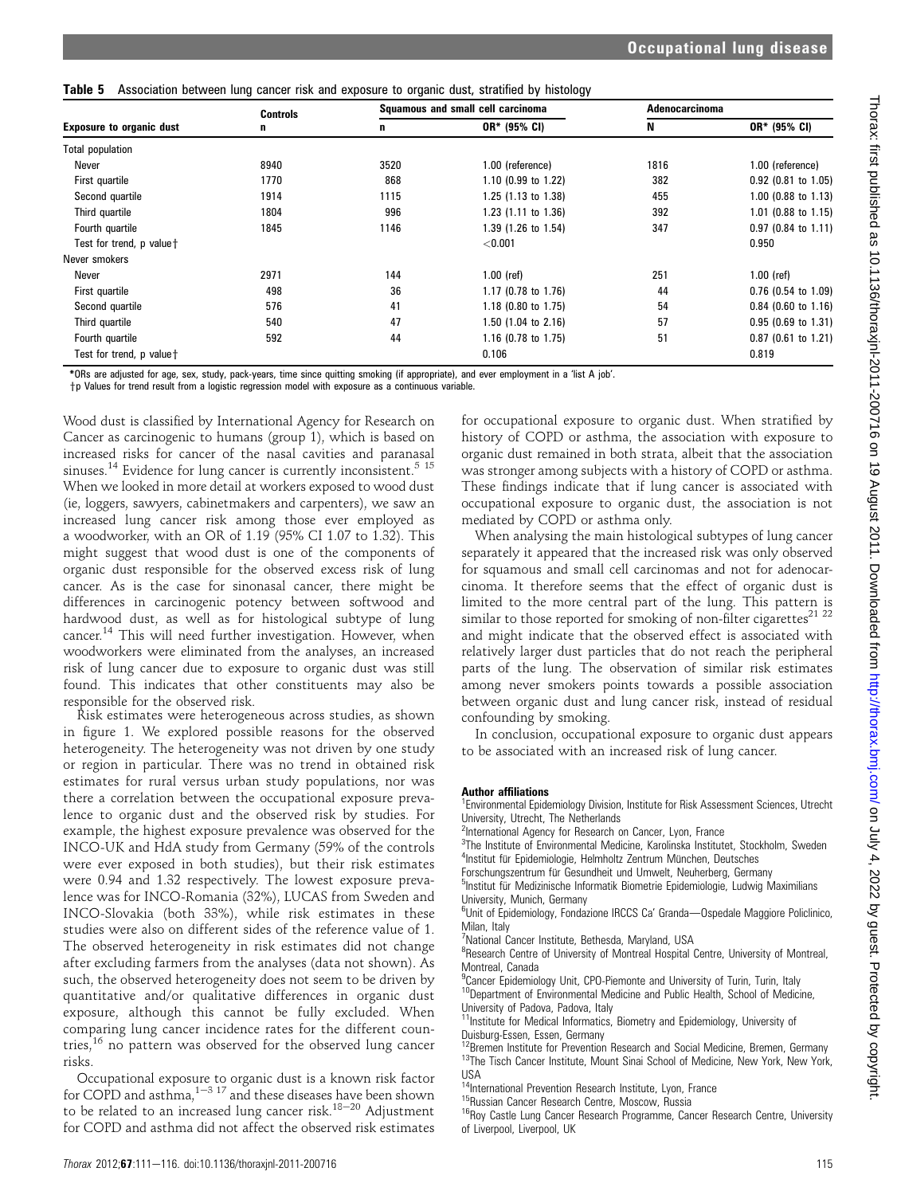**Table 5** Association between lung cancer risk and exposure to organic dust, stratified by histology

| Exposure to organic dust | Controls | Squamous and small cell carcinoma | | Adenocarcinoma | |
|---|---|---|---|---|---|
| | n | n | OR* (95% CI) | N | OR* (95% CI) |
| Total population | | | | | |
| Never | 8940 | 3520 | 1.00 (reference) | 1816 | 1.00 (reference) |
| First quartile | 1770 | 868 | 1.10 (0.99 to 1.22) | 382 | 0.92 (0.81 to 1.05) |
| Second quartile | 1914 | 1115 | 1.25 (1.13 to 1.38) | 455 | 1.00 (0.88 to 1.13) |
| Third quartile | 1804 | 996 | 1.23 (1.11 to 1.36) | 392 | 1.01 (0.88 to 1.15) |
| Fourth quartile | 1845 | 1146 | 1.39 (1.26 to 1.54) | 347 | 0.97 (0.84 to 1.11) |
| Test for trend, p value† | | | <0.001 | | 0.950 |
| Never smokers | | | | | |
| Never | 2971 | 144 | 1.00 (ref) | 251 | 1.00 (ref) |
| First quartile | 498 | 36 | 1.17 (0.78 to 1.76) | 44 | 0.76 (0.54 to 1.09) |
| Second quartile | 576 | 41 | 1.18 (0.80 to 1.75) | 54 | 0.84 (0.60 to 1.16) |
| Third quartile | 540 | 47 | 1.50 (1.04 to 2.16) | 57 | 0.95 (0.69 to 1.31) |
| Fourth quartile | 592 | 44 | 1.16 (0.78 to 1.75) | 51 | 0.87 (0.61 to 1.21) |
| Test for trend, p value† | | | 0.106 | | 0.819 |

*ORs are adjusted for age, sex, study, pack-years, time since quitting smoking (if appropriate), and ever employment in a 'list A job'.
†p Values for trend result from a logistic regression model with exposure as a continuous variable.

Wood dust is classified by International Agency for Research on Cancer as carcinogenic to humans (group 1), which is based on increased risks for cancer of the nasal cavities and paranasal sinuses.[14] Evidence for lung cancer is currently inconsistent.[5 15] When we looked in more detail at workers exposed to wood dust (ie, loggers, sawyers, cabinetmakers and carpenters), we saw an increased lung cancer risk among those ever employed as a woodworker, with an OR of 1.19 (95% CI 1.07 to 1.32). This might suggest that wood dust is one of the components of organic dust responsible for the observed excess risk of lung cancer. As is the case for sinonasal cancer, there might be differences in carcinogenic potency between softwood and hardwood dust, as well as for histological subtype of lung cancer.[14] This will need further investigation. However, when woodworkers were eliminated from the analyses, an increased risk of lung cancer due to exposure to organic dust was still found. This indicates that other constituents may also be responsible for the observed risk.

Risk estimates were heterogeneous across studies, as shown in figure 1. We explored possible reasons for the observed heterogeneity. The heterogeneity was not driven by one study or region in particular. There was no trend in obtained risk estimates for rural versus urban study populations, nor was there a correlation between the occupational exposure prevalence to organic dust and the observed risk by studies. For example, the highest exposure prevalence was observed for the INCO-UK and HdA study from Germany (59% of the controls were ever exposed in both studies), but their risk estimates were 0.94 and 1.32 respectively. The lowest exposure prevalence was for INCO-Romania (32%), LUCAS from Sweden and INCO-Slovakia (both 33%), while risk estimates in these studies were also on different sides of the reference value of 1. The observed heterogeneity in risk estimates did not change after excluding farmers from the analyses (data not shown). As such, the observed heterogeneity does not seem to be driven by quantitative and/or qualitative differences in organic dust exposure, although this cannot be fully excluded. When comparing lung cancer incidence rates for the different countries,[16] no pattern was observed for the observed lung cancer risks.

Occupational exposure to organic dust is a known risk factor for COPD and asthma,[1–3 17] and these diseases have been shown to be related to an increased lung cancer risk.[18–20] Adjustment for COPD and asthma did not affect the observed risk estimates for occupational exposure to organic dust. When stratified by history of COPD or asthma, the association with exposure to organic dust remained in both strata, albeit that the association was stronger among subjects with a history of COPD or asthma. These findings indicate that if lung cancer is associated with occupational exposure to organic dust, the association is not mediated by COPD or asthma only.

When analysing the main histological subtypes of lung cancer separately it appeared that the increased risk was only observed for squamous and small cell carcinomas and not for adenocarcinoma. It therefore seems that the effect of organic dust is limited to the more central part of the lung. This pattern is similar to those reported for smoking of non-filter cigarettes[21 22] and might indicate that the observed effect is associated with relatively larger dust particles that do not reach the peripheral parts of the lung. The observation of similar risk estimates among never smokers points towards a possible association between organic dust and lung cancer risk, instead of residual confounding by smoking.

In conclusion, occupational exposure to organic dust appears to be associated with an increased risk of lung cancer.

#### Author affiliations

[1]Environmental Epidemiology Division, Institute for Risk Assessment Sciences, Utrecht University, Utrecht, The Netherlands
[2]International Agency for Research on Cancer, Lyon, France
[3]The Institute of Environmental Medicine, Karolinska Institutet, Stockholm, Sweden
[4]Institut für Epidemiologie, Helmholtz Zentrum München, Deutsches Forschungszentrum für Gesundheit und Umwelt, Neuherberg, Germany
[5]Institut für Medizinische Informatik Biometrie Epidemiologie, Ludwig Maximilians University, Munich, Germany
[6]Unit of Epidemiology, Fondazione IRCCS Ca' Granda—Ospedale Maggiore Policlinico, Milan, Italy
[7]National Cancer Institute, Bethesda, Maryland, USA
[8]Research Centre of University of Montreal Hospital Centre, University of Montreal, Montreal, Canada
[9]Cancer Epidemiology Unit, CPO-Piemonte and University of Turin, Turin, Italy
[10]Department of Environmental Medicine and Public Health, School of Medicine, University of Padova, Padova, Italy
[11]Institute for Medical Informatics, Biometry and Epidemiology, University of Duisburg-Essen, Essen, Germany
[12]Bremen Institute for Prevention Research and Social Medicine, Bremen, Germany
[13]The Tisch Cancer Institute, Mount Sinai School of Medicine, New York, New York, USA
[14]International Prevention Research Institute, Lyon, France
[15]Russian Cancer Research Centre, Moscow, Russia
[16]Roy Castle Lung Cancer Research Programme, Cancer Research Centre, University of Liverpool, Liverpool, UK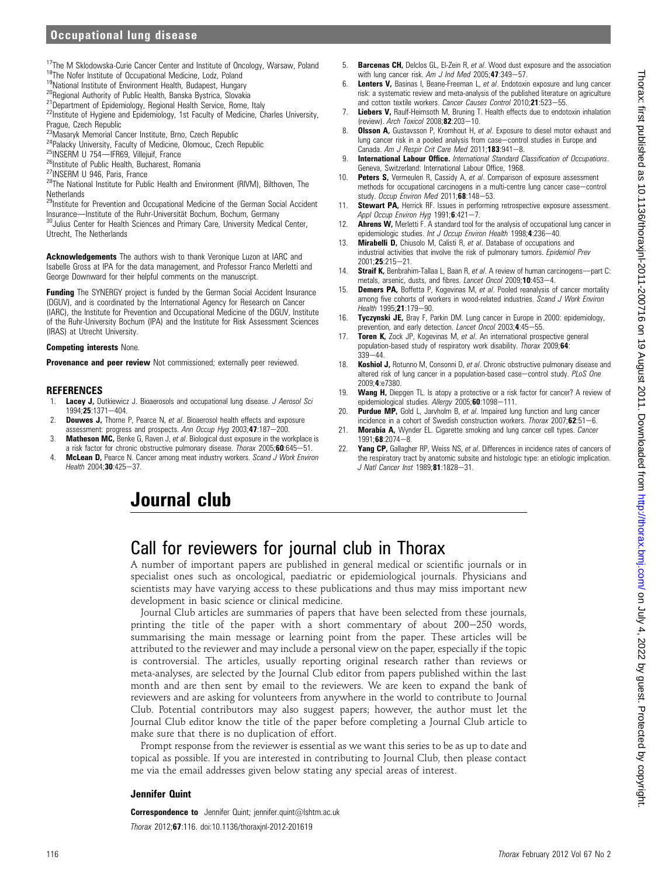[17]The M Sklodowska-Curie Cancer Center and Institute of Oncology, Warsaw, Poland
[18]The Nofer Institute of Occupational Medicine, Lodz, Poland
[19]National Institute of Environment Health, Budapest, Hungary
[20]Regional Authority of Public Health, Banska Bystrica, Slovakia
[21]Department of Epidemiology, Regional Health Service, Rome, Italy
[22]Institute of Hygiene and Epidemiology, 1st Faculty of Medicine, Charles University, Prague, Czech Republic
[23]Masaryk Memorial Cancer Institute, Brno, Czech Republic
[24]Palacky University, Faculty of Medicine, Olomouc, Czech Republic
[25]INSERM U 754—IFR69, Villejuif, France
[26]Institute of Public Health, Bucharest, Romania
[27]INSERM U 946, Paris, France
[28]The National Institute for Public Health and Environment (RIVM), Bilthoven, The Netherlands
[29]Institute for Prevention and Occupational Medicine of the German Social Accident Insurance—Institute of the Ruhr-Universität Bochum, Bochum, Germany
[30]Julius Center for Health Sciences and Primary Care, University Medical Center, Utrecht, The Netherlands

**Acknowledgements** The authors wish to thank Veronique Luzon at IARC and Isabelle Gross at IPA for the data management, and Professor Franco Merletti and George Downward for their helpful comments on the manuscript.

**Funding** The SYNERGY project is funded by the German Social Accident Insurance (DGUV), and is coordinated by the International Agency for Research on Cancer (IARC), the Institute for Prevention and Occupational Medicine of the DGUV, Institute of the Ruhr-University Bochum (IPA) and the Institute for Risk Assessment Sciences (IRAS) at Utrecht University.

**Competing interests** None.

**Provenance and peer review** Not commissioned; externally peer reviewed.

## REFERENCES

1. **Lacey J,** Dutkiewicz J. Bioaerosols and occupational lung disease. *J Aerosol Sci* 1994;**25**:1371—404.
2. **Douwes J,** Thorne P, Pearce N, *et al*. Bioaerosol health effects and exposure assessment: progress and prospects. *Ann Occup Hyg* 2003;**47**:187—200.
3. **Matheson MC,** Benke G, Raven J, *et al*. Biological dust exposure in the workplace is a risk factor for chronic obstructive pulmonary disease. *Thorax* 2005;**60**:645—51.
4. **McLean D,** Pearce N. Cancer among meat industry workers. *Scand J Work Environ Health* 2004;**30**:425—37.
5. **Barcenas CH,** Delclos GL, El-Zein R, *et al*. Wood dust exposure and the association with lung cancer risk. *Am J Ind Med* 2005;**47**:349—57.
6. **Lenters V,** Basinas I, Beane-Freeman L, *et al*. Endotoxin exposure and lung cancer risk: a systematic review and meta-analysis of the published literature on agriculture and cotton textile workers. *Cancer Causes Control* 2010;**21**:523—55.
7. **Liebers V,** Raulf-Heimsoth M, Bruning T. Health effects due to endotoxin inhalation (review). *Arch Toxicol* 2008;**82**:203—10.
8. **Olsson A,** Gustavsson P, Kromhout H, *et al*. Exposure to diesel motor exhaust and lung cancer risk in a pooled analysis from case—control studies in Europe and Canada. *Am J Respir Crit Care Med* 2011;**183**:941—8.
9. **International Labour Office.** *International Standard Classification of Occupations*. Geneva, Switzerland: International Labour Office, 1968.
10. **Peters S,** Vermeulen R, Cassidy A, *et al*. Comparison of exposure assessment methods for occupational carcinogens in a multi-centre lung cancer case—control study. *Occup Environ Med* 2011;**68**:148—53.
11. **Stewart PA,** Herrick RF. Issues in performing retrospective exposure assessment. *Appl Occup Environ Hyg* 1991;**6**:421—7.
12. **Ahrens W,** Merletti F. A standard tool for the analysis of occupational lung cancer in epidemiologic studies. *Int J Occup Environ Health* 1998;**4**:236—40.
13. **Mirabelli D,** Chiusolo M, Calisti R, *et al*. Database of occupations and industrial activities that involve the risk of pulmonary tumors. *Epidemiol Prev* 2001;**25**:215—21.
14. **Straif K,** Benbrahim-Tallaa L, Baan R, *et al*. A review of human carcinogens—part C: metals, arsenic, dusts, and fibres. *Lancet Oncol* 2009;**10**:453—4.
15. **Demers PA,** Boffetta P, Kogevinas M, *et al*. Pooled reanalysis of cancer mortality among five cohorts of workers in wood-related industries. *Scand J Work Environ Health* 1995;**21**:179—90.
16. **Tyczynski JE,** Bray F, Parkin DM. Lung cancer in Europe in 2000: epidemiology, prevention, and early detection. *Lancet Oncol* 2003;**4**:45—55.
17. **Toren K,** Zock JP, Kogevinas M, *et al*. An international prospective general population-based study of respiratory work disability. *Thorax* 2009;**64**:339—44.
18. **Koshiol J,** Rotunno M, Consonni D, *et al*. Chronic obstructive pulmonary disease and altered risk of lung cancer in a population-based case—control study. *PLoS One* 2009;**4**:e7380.
19. **Wang H,** Diepgen TL. Is atopy a protective or a risk factor for cancer? A review of epidemiological studies. *Allergy* 2005;**60**:1098—111.
20. **Purdue MP,** Gold L, Jarvholm B, *et al*. Impaired lung function and lung cancer incidence in a cohort of Swedish construction workers. *Thorax* 2007;**62**:51—6.
21. **Morabia A,** Wynder EL. Cigarette smoking and lung cancer cell types. *Cancer* 1991;**68**:2074—8.
22. **Yang CP,** Gallagher RP, Weiss NS, *et al*. Differences in incidence rates of cancers of the respiratory tract by anatomic subsite and histologic type: an etiologic implication. *J Natl Cancer Inst* 1989;**81**:1828—31.

# Journal club

## Call for reviewers for journal club in Thorax

A number of important papers are published in general medical or scientific journals or in specialist ones such as oncological, paediatric or epidemiological journals. Physicians and scientists may have varying access to these publications and thus may miss important new development in basic science or clinical medicine.

Journal Club articles are summaries of papers that have been selected from these journals, printing the title of the paper with a short commentary of about 200—250 words, summarising the main message or learning point from the paper. These articles will be attributed to the reviewer and may include a personal view on the paper, especially if the topic is controversial. The articles, usually reporting original research rather than reviews or meta-analyses, are selected by the Journal Club editor from papers published within the last month and are then sent by email to the reviewers. We are keen to expand the bank of reviewers and are asking for volunteers from anywhere in the world to contribute to Journal Club. Potential contributors may also suggest papers; however, the author must let the Journal Club editor know the title of the paper before completing a Journal Club article to make sure that there is no duplication of effort.

Prompt response from the reviewer is essential as we want this series to be as up to date and topical as possible. If you are interested in contributing to Journal Club, then please contact me via the email addresses given below stating any special areas of interest.

### Jennifer Quint

**Correspondence to** Jennifer Quint; jennifer.quint@lshtm.ac.uk

*Thorax* 2012;**67**:116. doi:10.1136/thoraxjnl-2012-201619